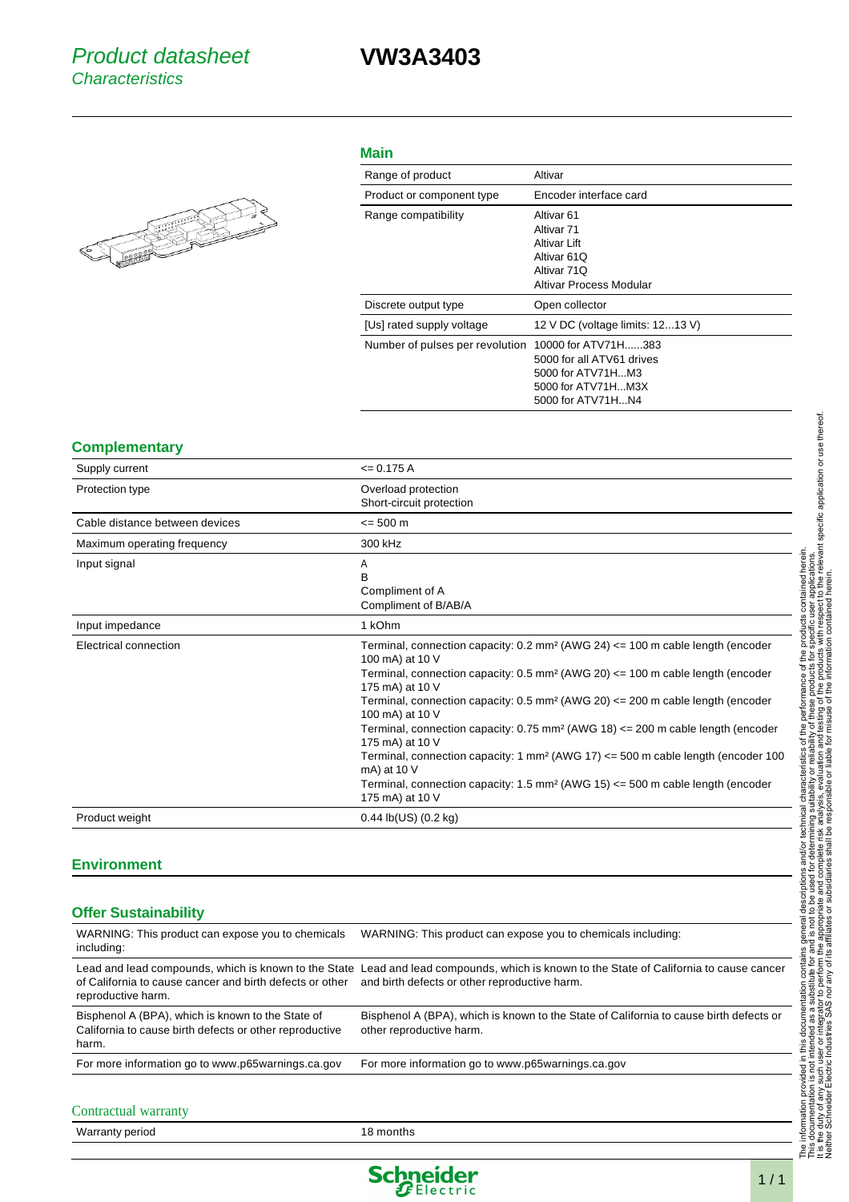# Product datasheet
## Characteristics

# VW3A3403

## Main

| | |
|---|---|
| Range of product | Altivar |
| Product or component type | Encoder interface card |
| Range compatibility | Altivar 61<br>Altivar 71<br>Altivar Lift<br>Altivar 61Q<br>Altivar 71Q<br>Altivar Process Modular |
| Discrete output type | Open collector |
| [Us] rated supply voltage | 12 V DC (voltage limits: 12...13 V) |
| Number of pulses per revolution | 10000 for ATV71H......383<br>5000 for all ATV61 drives<br>5000 for ATV71H...M3<br>5000 for ATV71H...M3X<br>5000 for ATV71H...N4 |

## Complementary

| | |
|---|---|
| Supply current | <= 0.175 A |
| Protection type | Overload protection<br>Short-circuit protection |
| Cable distance between devices | <= 500 m |
| Maximum operating frequency | 300 kHz |
| Input signal | A<br>B<br>Compliment of A<br>Compliment of B/AB/A |
| Input impedance | 1 kOhm |
| Electrical connection | Terminal, connection capacity: 0.2 mm² (AWG 24) <= 100 m cable length (encoder 100 mA) at 10 V<br>Terminal, connection capacity: 0.5 mm² (AWG 20) <= 100 m cable length (encoder 175 mA) at 10 V<br>Terminal, connection capacity: 0.5 mm² (AWG 20) <= 200 m cable length (encoder 100 mA) at 10 V<br>Terminal, connection capacity: 0.75 mm² (AWG 18) <= 200 m cable length (encoder 175 mA) at 10 V<br>Terminal, connection capacity: 1 mm² (AWG 17) <= 500 m cable length (encoder 100 mA) at 10 V<br>Terminal, connection capacity: 1.5 mm² (AWG 15) <= 500 m cable length (encoder 175 mA) at 10 V |
| Product weight | 0.44 lb(US) (0.2 kg) |

## Environment

## Offer Sustainability

| | |
|---|---|
| WARNING: This product can expose you to chemicals including: | WARNING: This product can expose you to chemicals including: |
| Lead and lead compounds, which is known to the State of California to cause cancer and birth defects or other reproductive harm. | Lead and lead compounds, which is known to the State of California to cause cancer and birth defects or other reproductive harm. |
| Bisphenol A (BPA), which is known to the State of California to cause birth defects or other reproductive harm. | Bisphenol A (BPA), which is known to the State of California to cause birth defects or other reproductive harm. |
| For more information go to www.p65warnings.ca.gov | For more information go to www.p65warnings.ca.gov |

## Contractual warranty

| | |
|---|---|
| Warranty period | 18 months |

The information provided in this documentation contains general descriptions and/or technical characteristics of the performance of the products contained herein.
This documentation is not intended as a substitute for and is not to be used for determining suitability or reliability of these products for specific user applications.
It is the duty of any such user or integrator to perform the appropriate and complete risk analysis, evaluation and testing of the products with respect to the relevant specific application or use thereof.
Neither Schneider Electric Industries SAS nor any of its affiliates or subsidiaries shall be responsible or liable for misuse of the information contained herein.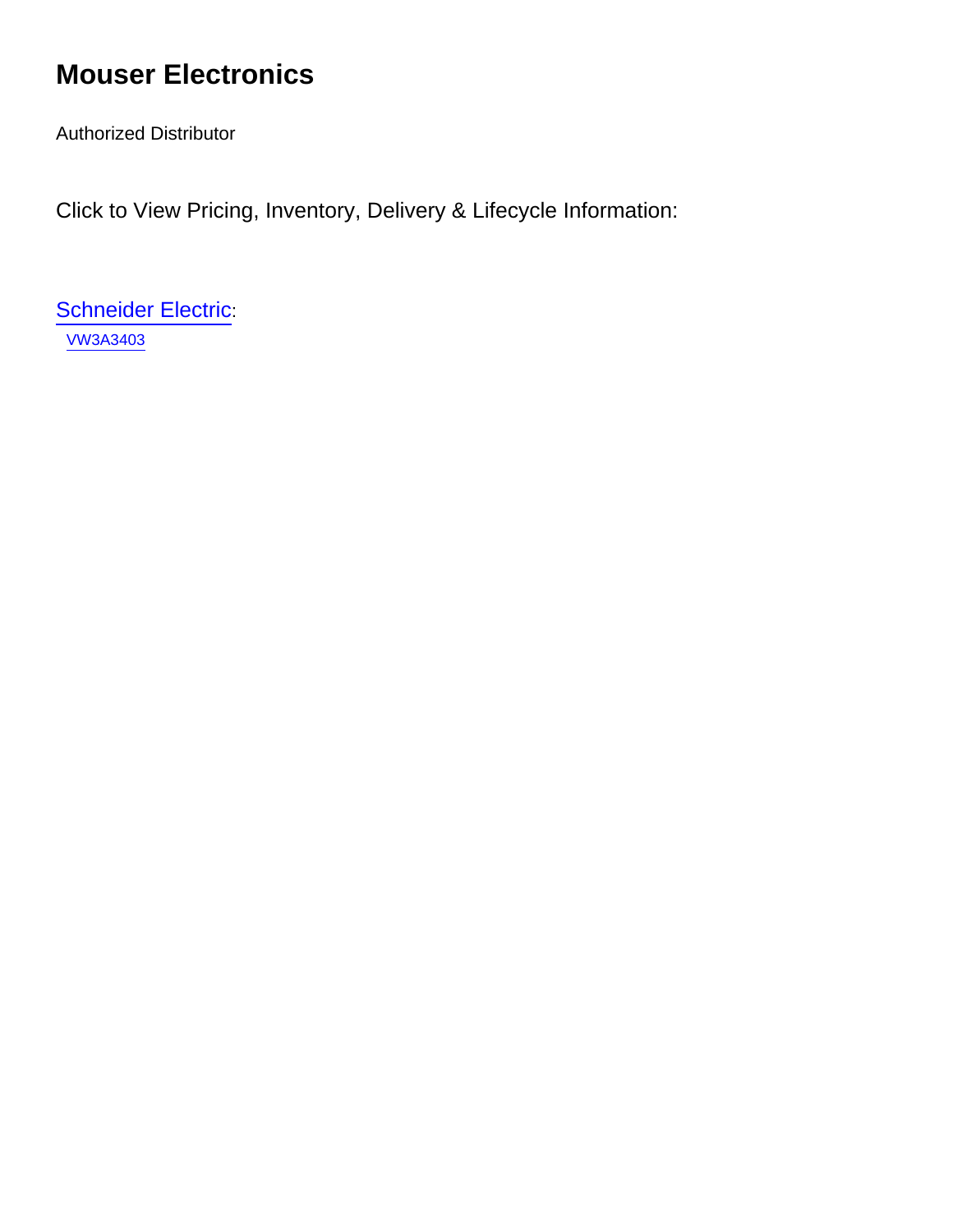# Mouser Electronics

Authorized Distributor

Click to View Pricing, Inventory, Delivery & Lifecycle Information:

Schneider Electric:

VW3A3403